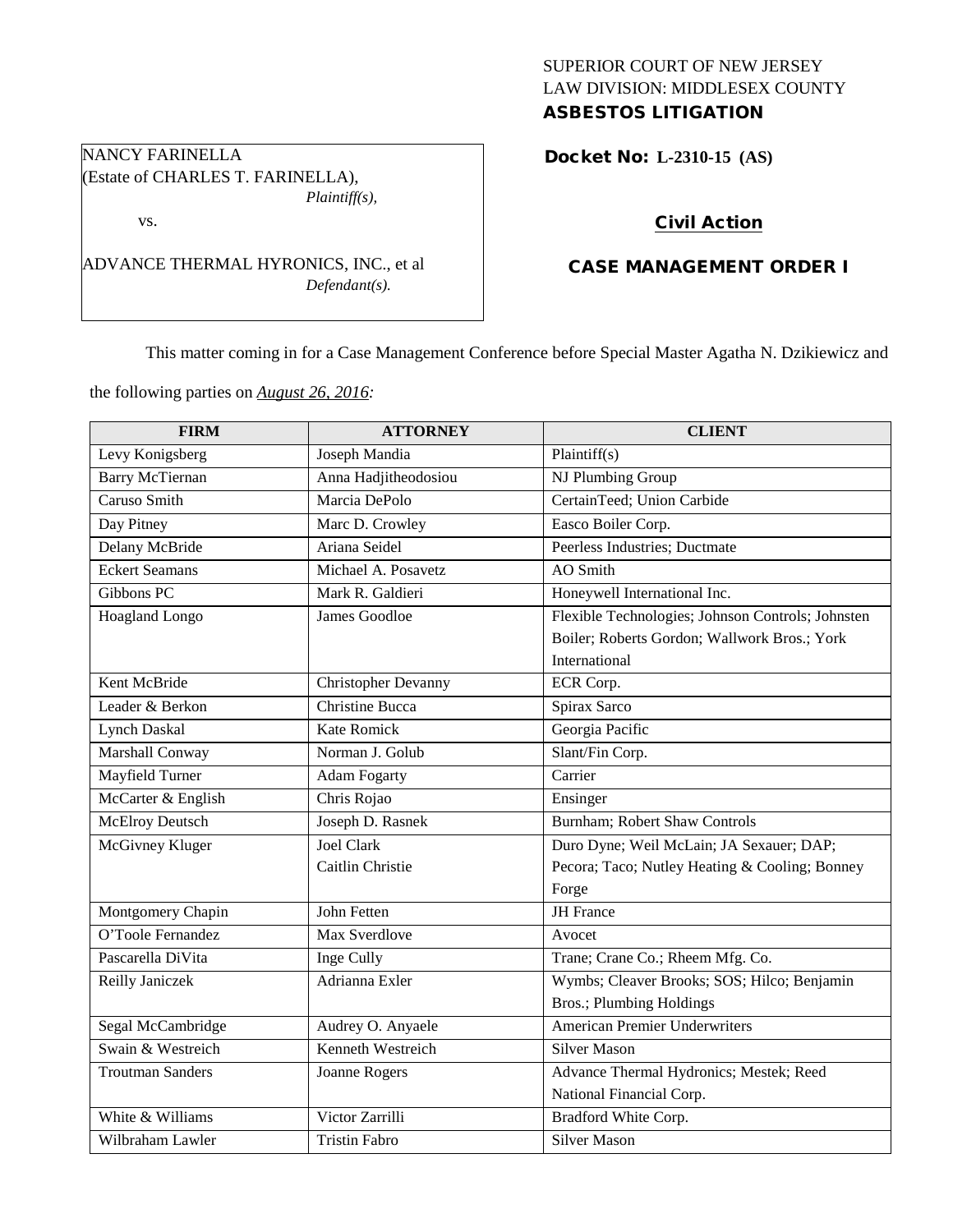SUPERIOR COURT OF NEW JERSEY
LAW DIVISION: MIDDLESEX COUNTY
**ASBESTOS LITIGATION**

NANCY FARINELLA
(Estate of CHARLES T. FARINELLA),
*Plaintiff(s),*

vs.

ADVANCE THERMAL HYRONICS, INC., et al
*Defendant(s).*

**Docket No: L-2310-15 (AS)**

**Civil Action**

**CASE MANAGEMENT ORDER I**

This matter coming in for a Case Management Conference before Special Master Agatha N. Dzikiewicz and the following parties on ***August 26, 2016:***

| FIRM | ATTORNEY | CLIENT |
|---|---|---|
| Levy Konigsberg | Joseph Mandia | Plaintiff(s) |
| Barry McTiernan | Anna Hadjitheodosiou | NJ Plumbing Group |
| Caruso Smith | Marcia DePolo | CertainTeed; Union Carbide |
| Day Pitney | Marc D. Crowley | Easco Boiler Corp. |
| Delany McBride | Ariana Seidel | Peerless Industries; Ductmate |
| Eckert Seamans | Michael A. Posavetz | AO Smith |
| Gibbons PC | Mark R. Galdieri | Honeywell International Inc. |
| Hoagland Longo | James Goodloe | Flexible Technologies; Johnson Controls; Johnsten Boiler; Roberts Gordon; Wallwork Bros.; York International |
| Kent McBride | Christopher Devanny | ECR Corp. |
| Leader & Berkon | Christine Bucca | Spirax Sarco |
| Lynch Daskal | Kate Romick | Georgia Pacific |
| Marshall Conway | Norman J. Golub | Slant/Fin Corp. |
| Mayfield Turner | Adam Fogarty | Carrier |
| McCarter & English | Chris Rojao | Ensinger |
| McElroy Deutsch | Joseph D. Rasnek | Burnham; Robert Shaw Controls |
| McGivney Kluger | Joel Clark<br>Caitlin Christie | Duro Dyne; Weil McLain; JA Sexauer; DAP; Pecora; Taco; Nutley Heating & Cooling; Bonney Forge |
| Montgomery Chapin | John Fetten | JH France |
| O'Toole Fernandez | Max Sverdlove | Avocet |
| Pascarella DiVita | Inge Cully | Trane; Crane Co.; Rheem Mfg. Co. |
| Reilly Janiczek | Adrianna Exler | Wymbs; Cleaver Brooks; SOS; Hilco; Benjamin Bros.; Plumbing Holdings |
| Segal McCambridge | Audrey O. Anyaele | American Premier Underwriters |
| Swain & Westreich | Kenneth Westreich | Silver Mason |
| Troutman Sanders | Joanne Rogers | Advance Thermal Hydronics; Mestek; Reed National Financial Corp. |
| White & Williams | Victor Zarrilli | Bradford White Corp. |
| Wilbraham Lawler | Tristin Fabro | Silver Mason |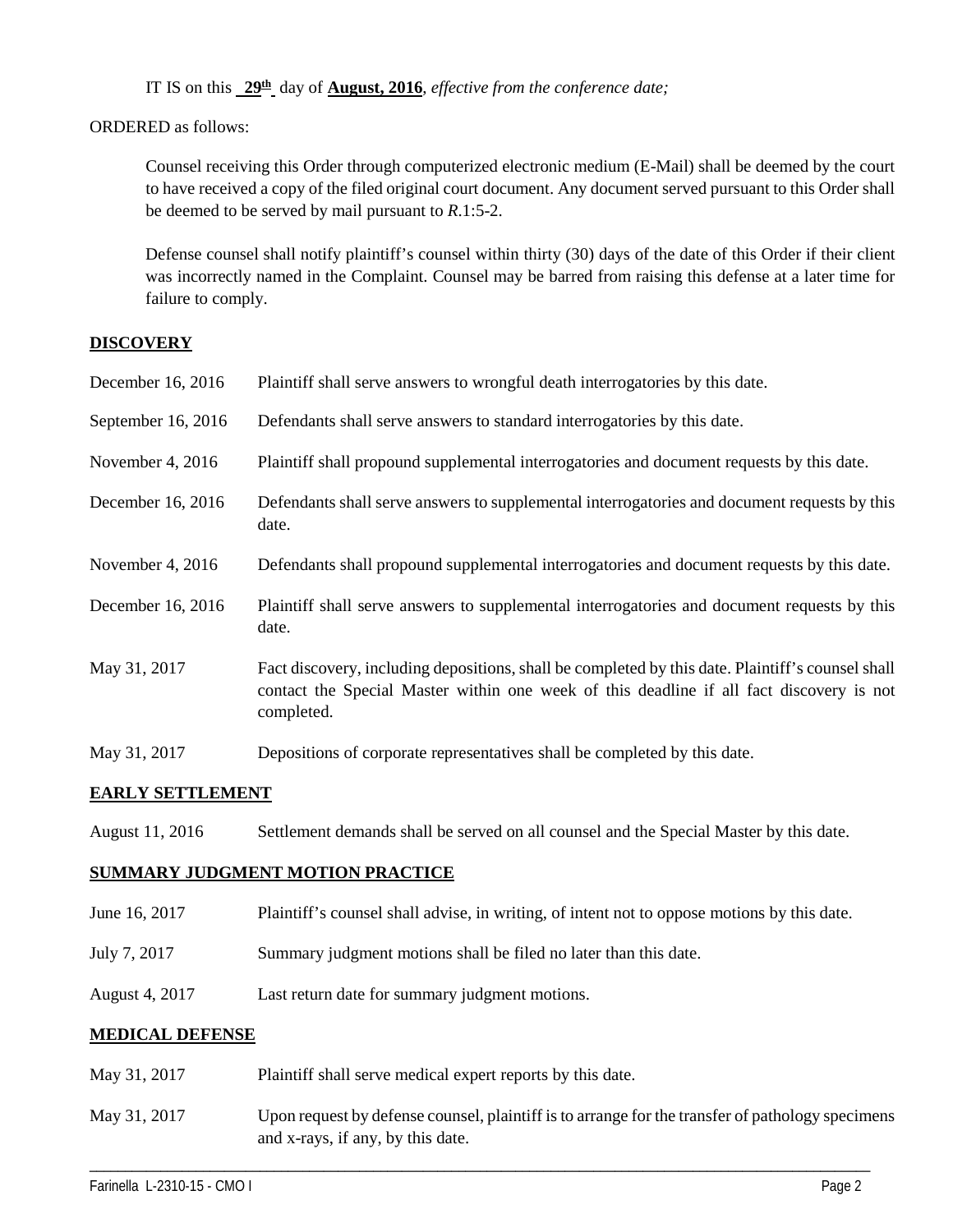IT IS on this **29th** day of **August, 2016**, *effective from the conference date;*

ORDERED as follows:

Counsel receiving this Order through computerized electronic medium (E-Mail) shall be deemed by the court to have received a copy of the filed original court document. Any document served pursuant to this Order shall be deemed to be served by mail pursuant to *R*.1:5-2.

Defense counsel shall notify plaintiff's counsel within thirty (30) days of the date of this Order if their client was incorrectly named in the Complaint. Counsel may be barred from raising this defense at a later time for failure to comply.

**DISCOVERY**

| | |
|---|---|
| December 16, 2016 | Plaintiff shall serve answers to wrongful death interrogatories by this date. |
| September 16, 2016 | Defendants shall serve answers to standard interrogatories by this date. |
| November 4, 2016 | Plaintiff shall propound supplemental interrogatories and document requests by this date. |
| December 16, 2016 | Defendants shall serve answers to supplemental interrogatories and document requests by this date. |
| November 4, 2016 | Defendants shall propound supplemental interrogatories and document requests by this date. |
| December 16, 2016 | Plaintiff shall serve answers to supplemental interrogatories and document requests by this date. |
| May 31, 2017 | Fact discovery, including depositions, shall be completed by this date. Plaintiff's counsel shall contact the Special Master within one week of this deadline if all fact discovery is not completed. |
| May 31, 2017 | Depositions of corporate representatives shall be completed by this date. |

**EARLY SETTLEMENT**

| | |
|---|---|
| August 11, 2016 | Settlement demands shall be served on all counsel and the Special Master by this date. |

**SUMMARY JUDGMENT MOTION PRACTICE**

| | |
|---|---|
| June 16, 2017 | Plaintiff's counsel shall advise, in writing, of intent not to oppose motions by this date. |
| July 7, 2017 | Summary judgment motions shall be filed no later than this date. |
| August 4, 2017 | Last return date for summary judgment motions. |

**MEDICAL DEFENSE**

| | |
|---|---|
| May 31, 2017 | Plaintiff shall serve medical expert reports by this date. |
| May 31, 2017 | Upon request by defense counsel, plaintiff is to arrange for the transfer of pathology specimens and x-rays, if any, by this date. |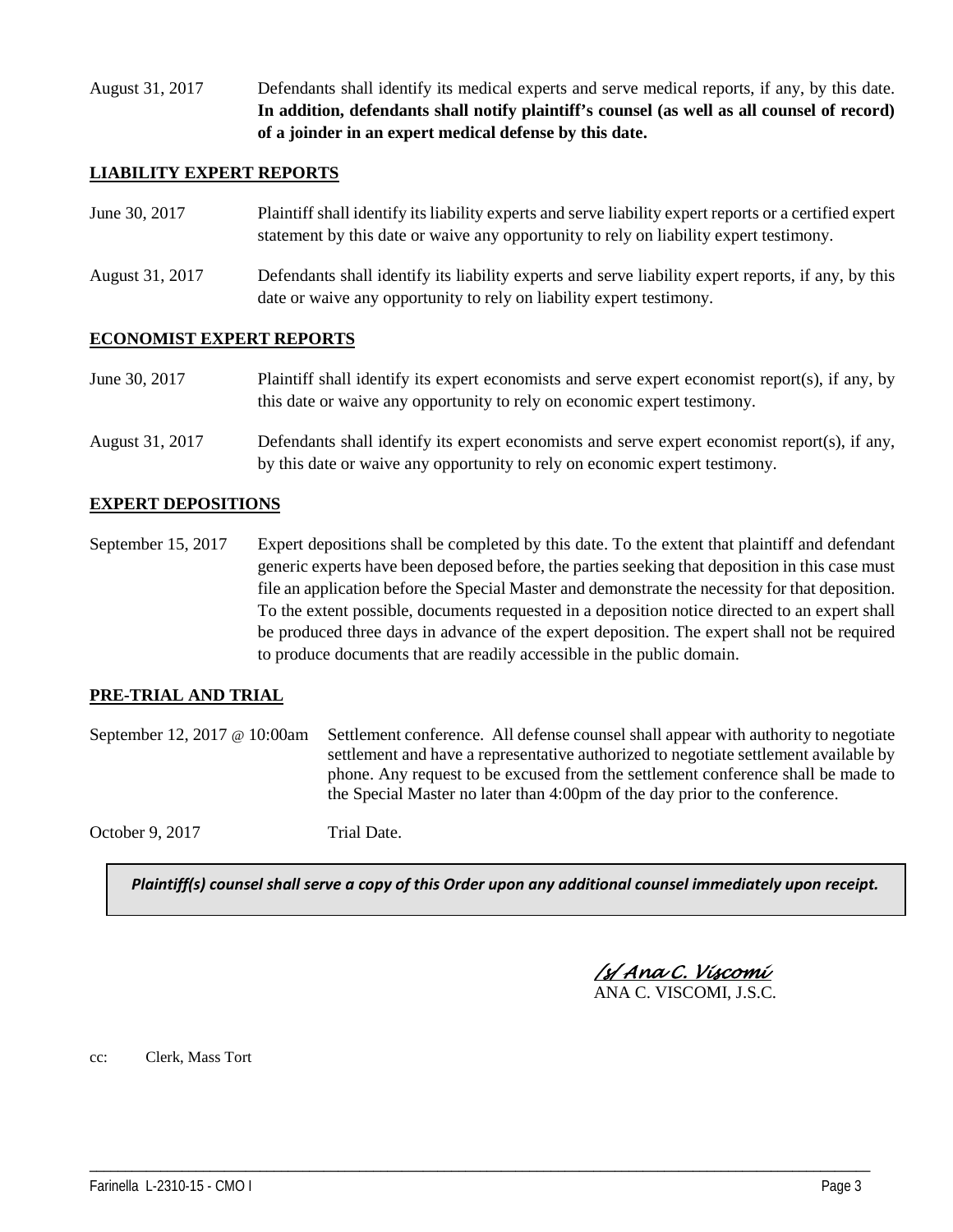| | |
|---|---|
| August 31, 2017 | Defendants shall identify its medical experts and serve medical reports, if any, by this date. **In addition, defendants shall notify plaintiff's counsel (as well as all counsel of record) of a joinder in an expert medical defense by this date.** |

## LIABILITY EXPERT REPORTS

| | |
|---|---|
| June 30, 2017 | Plaintiff shall identify its liability experts and serve liability expert reports or a certified expert statement by this date or waive any opportunity to rely on liability expert testimony. |
| August 31, 2017 | Defendants shall identify its liability experts and serve liability expert reports, if any, by this date or waive any opportunity to rely on liability expert testimony. |

## ECONOMIST EXPERT REPORTS

| | |
|---|---|
| June 30, 2017 | Plaintiff shall identify its expert economists and serve expert economist report(s), if any, by this date or waive any opportunity to rely on economic expert testimony. |
| August 31, 2017 | Defendants shall identify its expert economists and serve expert economist report(s), if any, by this date or waive any opportunity to rely on economic expert testimony. |

## EXPERT DEPOSITIONS

| | |
|---|---|
| September 15, 2017 | Expert depositions shall be completed by this date. To the extent that plaintiff and defendant generic experts have been deposed before, the parties seeking that deposition in this case must file an application before the Special Master and demonstrate the necessity for that deposition. To the extent possible, documents requested in a deposition notice directed to an expert shall be produced three days in advance of the expert deposition. The expert shall not be required to produce documents that are readily accessible in the public domain. |

## PRE-TRIAL AND TRIAL

| | |
|---|---|
| September 12, 2017 @ 10:00am | Settlement conference. All defense counsel shall appear with authority to negotiate settlement and have a representative authorized to negotiate settlement available by phone. Any request to be excused from the settlement conference shall be made to the Special Master no later than 4:00pm of the day prior to the conference. |
| October 9, 2017 | Trial Date. |

***Plaintiff(s) counsel shall serve a copy of this Order upon any additional counsel immediately upon receipt.***

*/s/ Ana C. Viscomi*
ANA C. VISCOMI, J.S.C.

cc: Clerk, Mass Tort